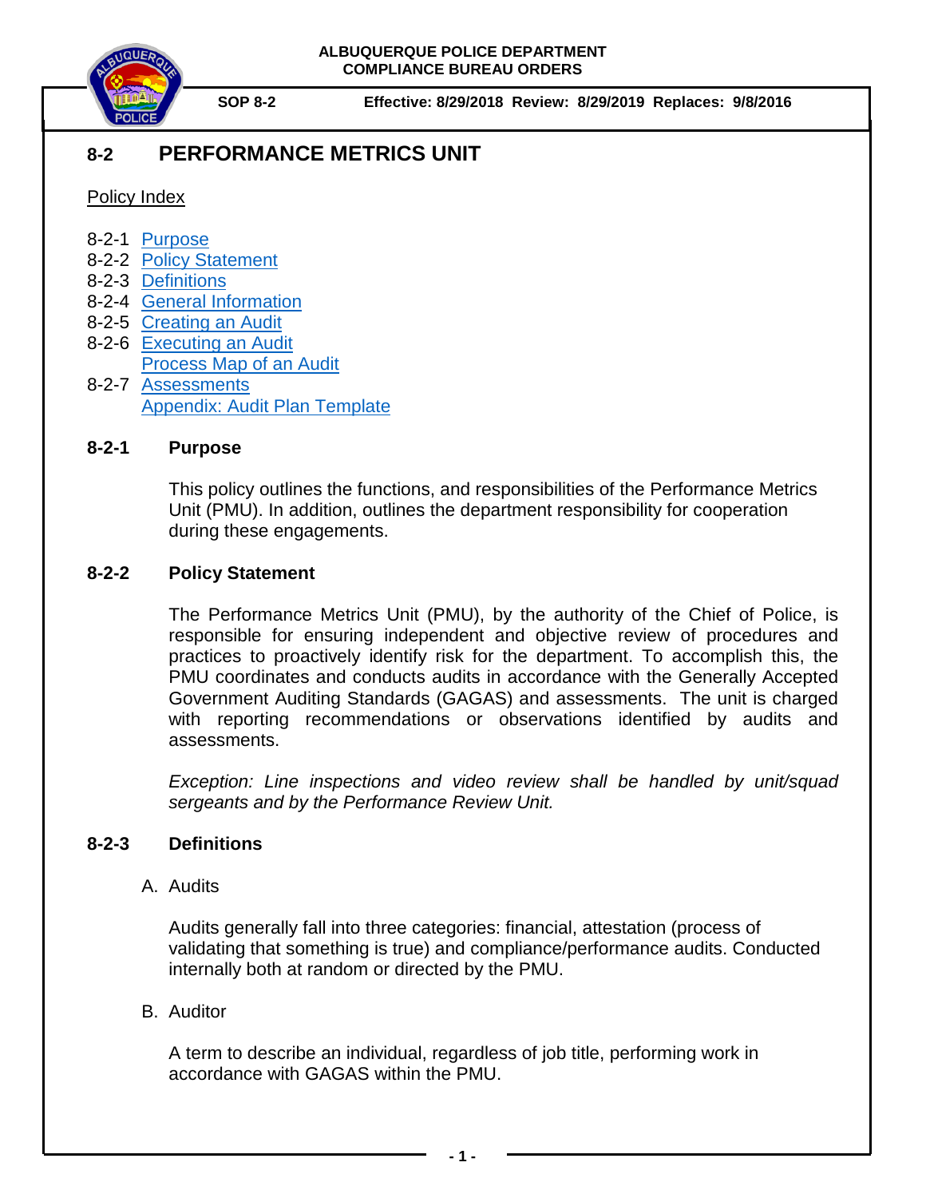ALBUQUERQUE POLICE DEPARTMENT
COMPLIANCE BUREAU ORDERS

SOP 8-2 Effective: 8/29/2018 Review: 8/29/2019 Replaces: 9/8/2016

# 8-2 PERFORMANCE METRICS UNIT

Policy Index

8-2-1 Purpose
8-2-2 Policy Statement
8-2-3 Definitions
8-2-4 General Information
8-2-5 Creating an Audit
8-2-6 Executing an Audit
Process Map of an Audit
8-2-7 Assessments
Appendix: Audit Plan Template

## 8-2-1 Purpose

This policy outlines the functions, and responsibilities of the Performance Metrics Unit (PMU). In addition, outlines the department responsibility for cooperation during these engagements.

## 8-2-2 Policy Statement

The Performance Metrics Unit (PMU), by the authority of the Chief of Police, is responsible for ensuring independent and objective review of procedures and practices to proactively identify risk for the department. To accomplish this, the PMU coordinates and conducts audits in accordance with the Generally Accepted Government Auditing Standards (GAGAS) and assessments. The unit is charged with reporting recommendations or observations identified by audits and assessments.

*Exception: Line inspections and video review shall be handled by unit/squad sergeants and by the Performance Review Unit.*

## 8-2-3 Definitions

A. Audits

Audits generally fall into three categories: financial, attestation (process of validating that something is true) and compliance/performance audits. Conducted internally both at random or directed by the PMU.

B. Auditor

A term to describe an individual, regardless of job title, performing work in accordance with GAGAS within the PMU.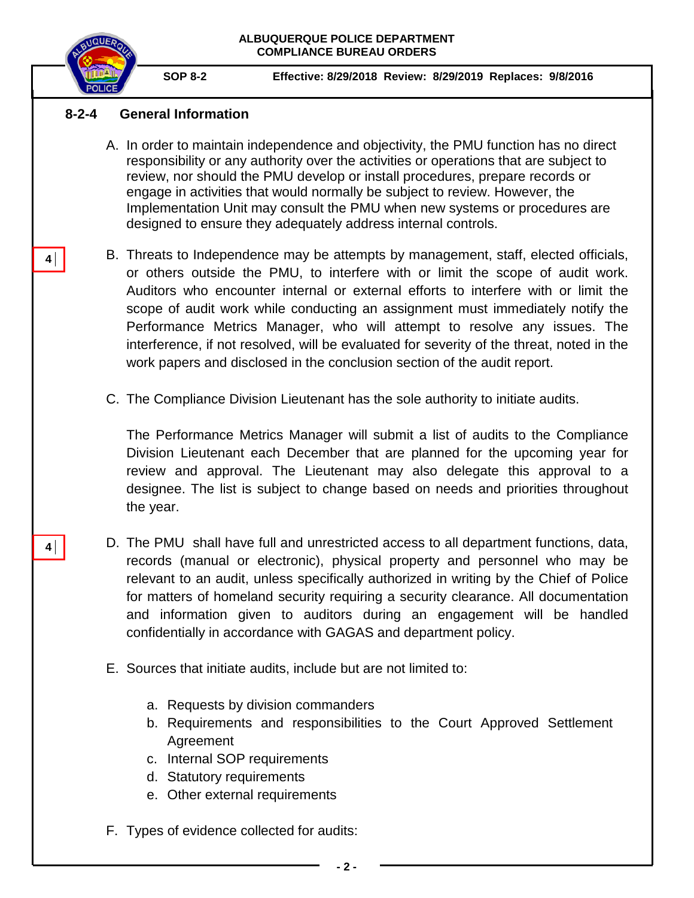## 8-2-4 General Information

A. In order to maintain independence and objectivity, the PMU function has no direct responsibility or any authority over the activities or operations that are subject to review, nor should the PMU develop or install procedures, prepare records or engage in activities that would normally be subject to review. However, the Implementation Unit may consult the PMU when new systems or procedures are designed to ensure they adequately address internal controls.

4 B. Threats to Independence may be attempts by management, staff, elected officials, or others outside the PMU, to interfere with or limit the scope of audit work. Auditors who encounter internal or external efforts to interfere with or limit the scope of audit work while conducting an assignment must immediately notify the Performance Metrics Manager, who will attempt to resolve any issues. The interference, if not resolved, will be evaluated for severity of the threat, noted in the work papers and disclosed in the conclusion section of the audit report.

C. The Compliance Division Lieutenant has the sole authority to initiate audits.

The Performance Metrics Manager will submit a list of audits to the Compliance Division Lieutenant each December that are planned for the upcoming year for review and approval. The Lieutenant may also delegate this approval to a designee. The list is subject to change based on needs and priorities throughout the year.

4 D. The PMU shall have full and unrestricted access to all department functions, data, records (manual or electronic), physical property and personnel who may be relevant to an audit, unless specifically authorized in writing by the Chief of Police for matters of homeland security requiring a security clearance. All documentation and information given to auditors during an engagement will be handled confidentially in accordance with GAGAS and department policy.

E. Sources that initiate audits, include but are not limited to:

a. Requests by division commanders
b. Requirements and responsibilities to the Court Approved Settlement Agreement
c. Internal SOP requirements
d. Statutory requirements
e. Other external requirements

F. Types of evidence collected for audits: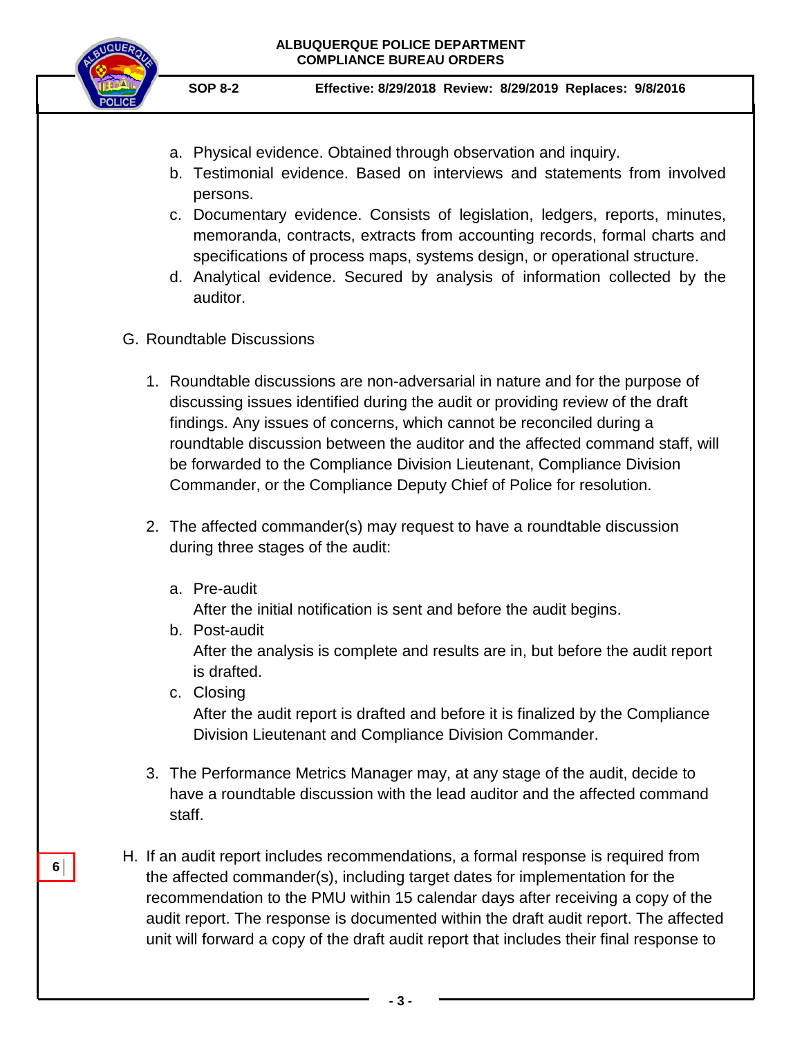a. Physical evidence. Obtained through observation and inquiry.
b. Testimonial evidence. Based on interviews and statements from involved persons.
c. Documentary evidence. Consists of legislation, ledgers, reports, minutes, memoranda, contracts, extracts from accounting records, formal charts and specifications of process maps, systems design, or operational structure.
d. Analytical evidence. Secured by analysis of information collected by the auditor.

G. Roundtable Discussions

1. Roundtable discussions are non-adversarial in nature and for the purpose of discussing issues identified during the audit or providing review of the draft findings. Any issues of concerns, which cannot be reconciled during a roundtable discussion between the auditor and the affected command staff, will be forwarded to the Compliance Division Lieutenant, Compliance Division Commander, or the Compliance Deputy Chief of Police for resolution.

2. The affected commander(s) may request to have a roundtable discussion during three stages of the audit:

   a. Pre-audit
      After the initial notification is sent and before the audit begins.
   b. Post-audit
      After the analysis is complete and results are in, but before the audit report is drafted.
   c. Closing
      After the audit report is drafted and before it is finalized by the Compliance Division Lieutenant and Compliance Division Commander.

3. The Performance Metrics Manager may, at any stage of the audit, decide to have a roundtable discussion with the lead auditor and the affected command staff.

6

H. If an audit report includes recommendations, a formal response is required from the affected commander(s), including target dates for implementation for the recommendation to the PMU within 15 calendar days after receiving a copy of the audit report. The response is documented within the draft audit report. The affected unit will forward a copy of the draft audit report that includes their final response to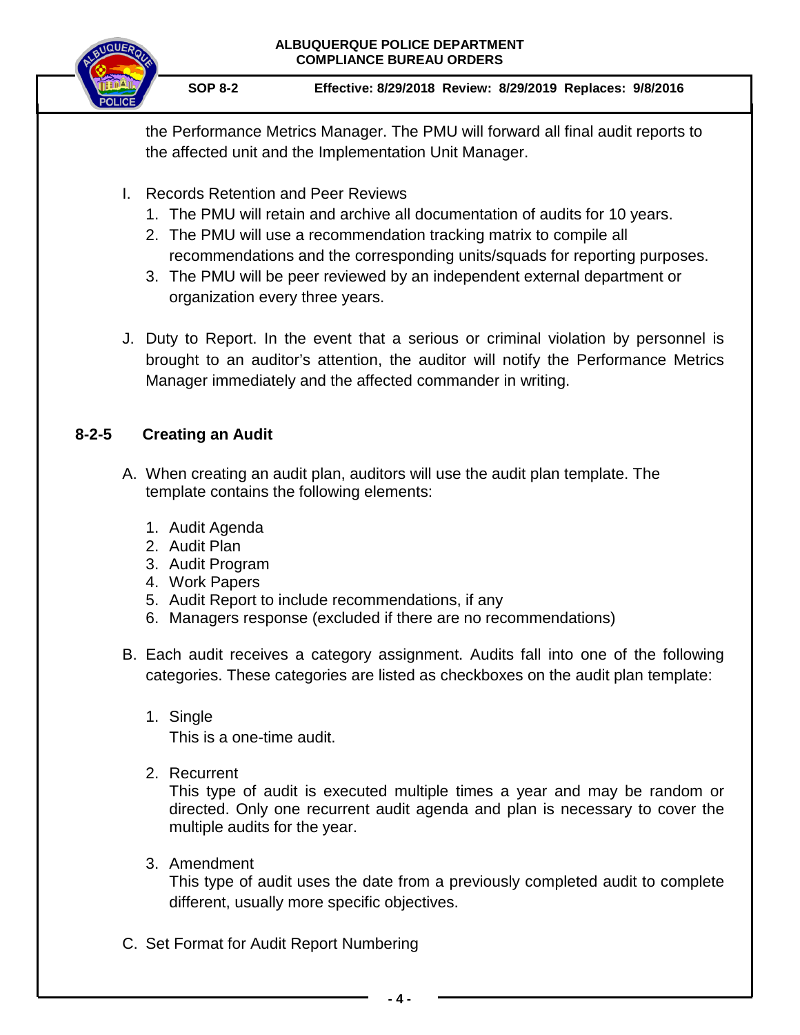the Performance Metrics Manager. The PMU will forward all final audit reports to the affected unit and the Implementation Unit Manager.

I. Records Retention and Peer Reviews
   1. The PMU will retain and archive all documentation of audits for 10 years.
   2. The PMU will use a recommendation tracking matrix to compile all recommendations and the corresponding units/squads for reporting purposes.
   3. The PMU will be peer reviewed by an independent external department or organization every three years.

J. Duty to Report. In the event that a serious or criminal violation by personnel is brought to an auditor's attention, the auditor will notify the Performance Metrics Manager immediately and the affected commander in writing.

## 8-2-5 Creating an Audit

A. When creating an audit plan, auditors will use the audit plan template. The template contains the following elements:

   1. Audit Agenda
   2. Audit Plan
   3. Audit Program
   4. Work Papers
   5. Audit Report to include recommendations, if any
   6. Managers response (excluded if there are no recommendations)

B. Each audit receives a category assignment. Audits fall into one of the following categories. These categories are listed as checkboxes on the audit plan template:

   1. Single
      This is a one-time audit.

   2. Recurrent
      This type of audit is executed multiple times a year and may be random or directed. Only one recurrent audit agenda and plan is necessary to cover the multiple audits for the year.

   3. Amendment
      This type of audit uses the date from a previously completed audit to complete different, usually more specific objectives.

C. Set Format for Audit Report Numbering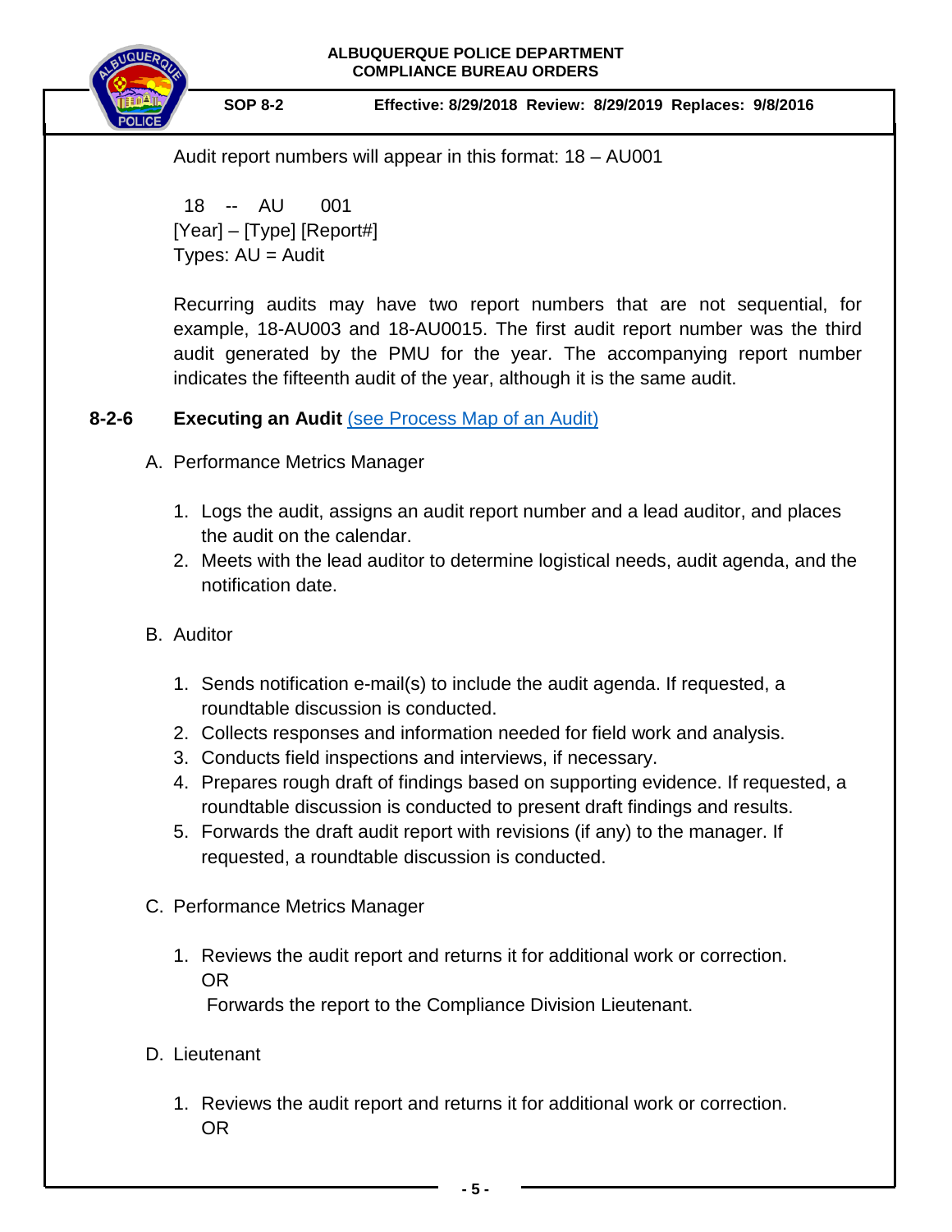Audit report numbers will appear in this format: 18 – AU001

18 -- AU 001
[Year] – [Type] [Report#]
Types: AU = Audit

Recurring audits may have two report numbers that are not sequential, for example, 18-AU003 and 18-AU0015. The first audit report number was the third audit generated by the PMU for the year. The accompanying report number indicates the fifteenth audit of the year, although it is the same audit.

**8-2-6 Executing an Audit** (see Process Map of an Audit)

A. Performance Metrics Manager

1. Logs the audit, assigns an audit report number and a lead auditor, and places the audit on the calendar.
2. Meets with the lead auditor to determine logistical needs, audit agenda, and the notification date.

B. Auditor

1. Sends notification e-mail(s) to include the audit agenda. If requested, a roundtable discussion is conducted.
2. Collects responses and information needed for field work and analysis.
3. Conducts field inspections and interviews, if necessary.
4. Prepares rough draft of findings based on supporting evidence. If requested, a roundtable discussion is conducted to present draft findings and results.
5. Forwards the draft audit report with revisions (if any) to the manager. If requested, a roundtable discussion is conducted.

C. Performance Metrics Manager

1. Reviews the audit report and returns it for additional work or correction.
   OR
   Forwards the report to the Compliance Division Lieutenant.

D. Lieutenant

1. Reviews the audit report and returns it for additional work or correction.
   OR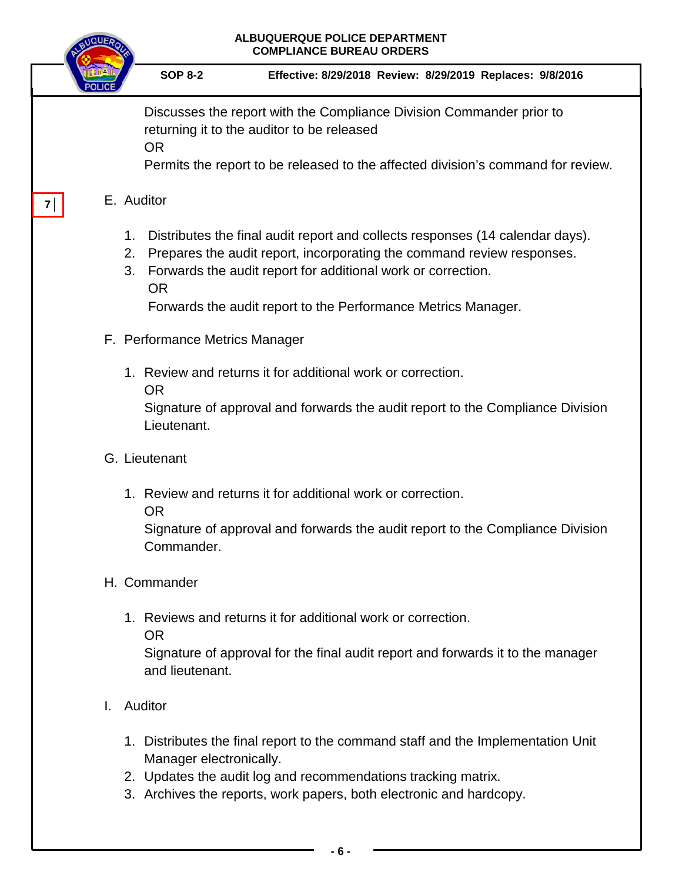Discusses the report with the Compliance Division Commander prior to returning it to the auditor to be released
OR
Permits the report to be released to the affected division's command for review.

7

E. Auditor

1. Distributes the final audit report and collects responses (14 calendar days).
2. Prepares the audit report, incorporating the command review responses.
3. Forwards the audit report for additional work or correction.
   OR
   Forwards the audit report to the Performance Metrics Manager.

F. Performance Metrics Manager

1. Review and returns it for additional work or correction.
   OR
   Signature of approval and forwards the audit report to the Compliance Division Lieutenant.

G. Lieutenant

1. Review and returns it for additional work or correction.
   OR
   Signature of approval and forwards the audit report to the Compliance Division Commander.

H. Commander

1. Reviews and returns it for additional work or correction.
   OR
   Signature of approval for the final audit report and forwards it to the manager and lieutenant.

I. Auditor

1. Distributes the final report to the command staff and the Implementation Unit Manager electronically.
2. Updates the audit log and recommendations tracking matrix.
3. Archives the reports, work papers, both electronic and hardcopy.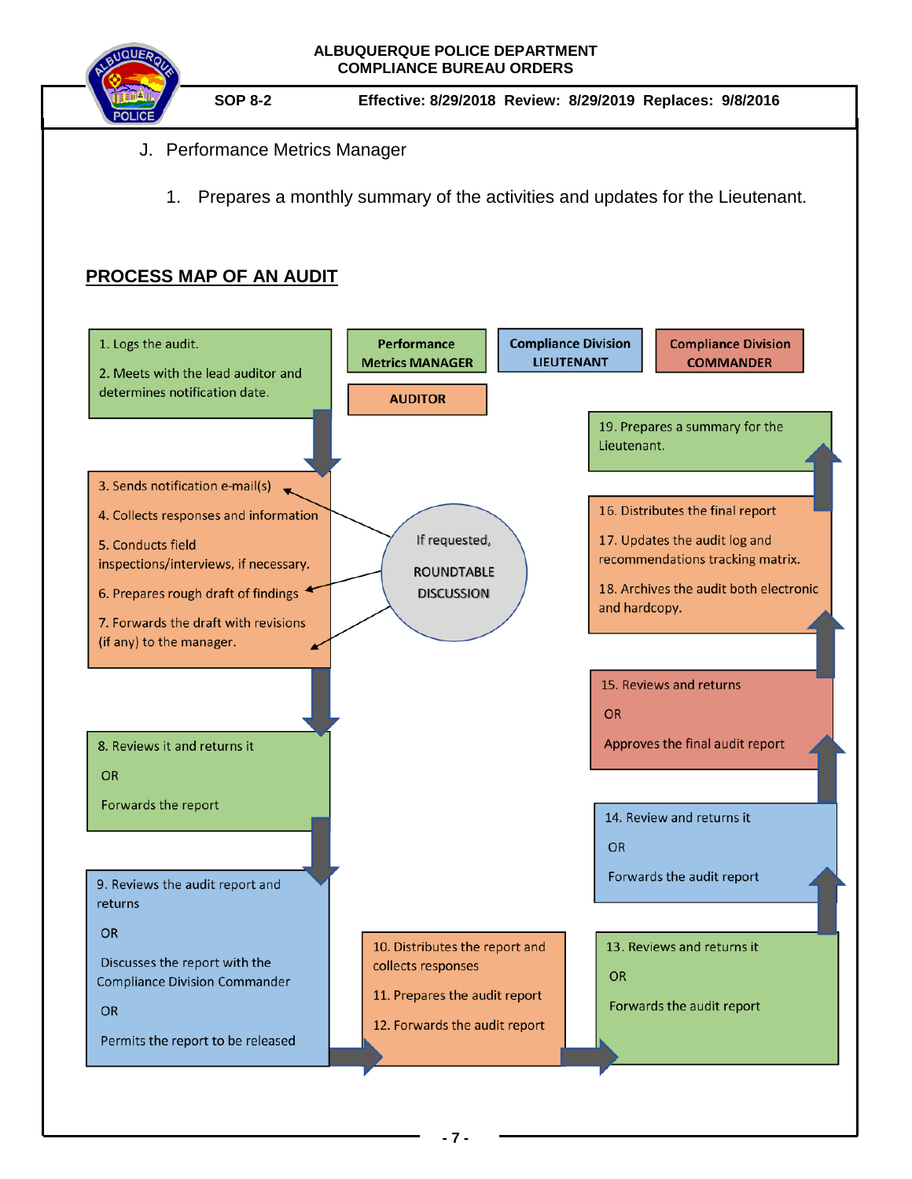J. Performance Metrics Manager

1. Prepares a monthly summary of the activities and updates for the Lieutenant.

## PROCESS MAP OF AN AUDIT

Performance Metrics MANAGER

Compliance Division LIEUTENANT

Compliance Division COMMANDER

AUDITOR

1. Logs the audit.

2. Meets with the lead auditor and determines notification date.

3. Sends notification e-mail(s)

4. Collects responses and information

5. Conducts field inspections/interviews, if necessary.

6. Prepares rough draft of findings

7. Forwards the draft with revisions (if any) to the manager.

If requested,

ROUNDTABLE DISCUSSION

8. Reviews it and returns it

OR

Forwards the report

9. Reviews the audit report and returns

OR

Discusses the report with the Compliance Division Commander

OR

Permits the report to be released

10. Distributes the report and collects responses

11. Prepares the audit report

12. Forwards the audit report

13. Reviews and returns it

OR

Forwards the audit report

14. Review and returns it

OR

Forwards the audit report

15. Reviews and returns

OR

Approves the final audit report

16. Distributes the final report

17. Updates the audit log and recommendations tracking matrix.

18. Archives the audit both electronic and hardcopy.

19. Prepares a summary for the Lieutenant.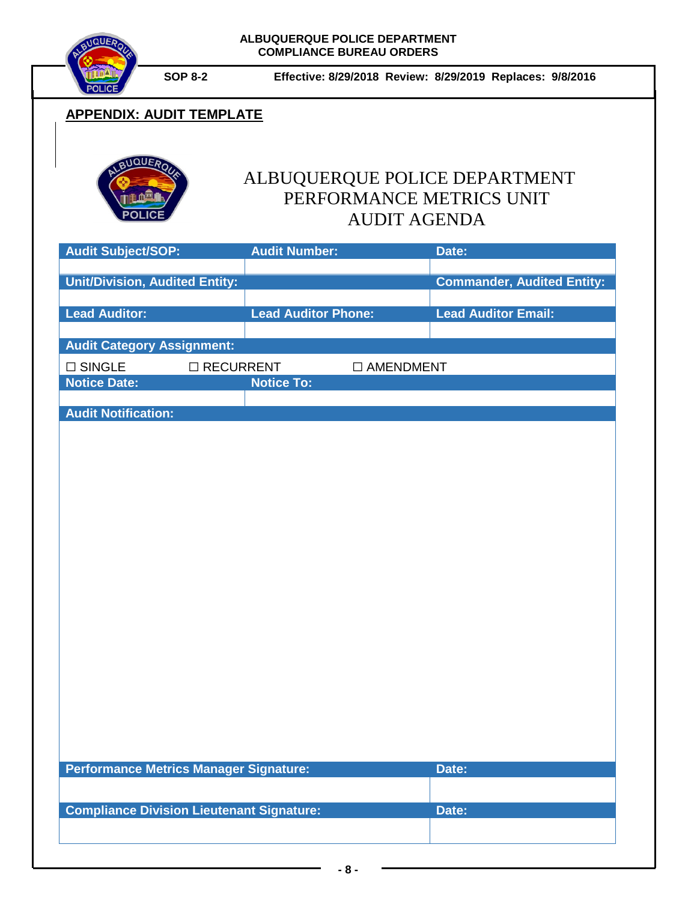## APPENDIX: AUDIT TEMPLATE

# ALBUQUERQUE POLICE DEPARTMENT
# PERFORMANCE METRICS UNIT
# AUDIT AGENDA

| Audit Subject/SOP: | Audit Number: | Date: |
| --- | --- | --- |
| | | |
| **Unit/Division, Audited Entity:** | | **Commander, Audited Entity:** |
| | | |
| **Lead Auditor:** | **Lead Auditor Phone:** | **Lead Auditor Email:** |
| | | |
| **Audit Category Assignment:** | | |
| ☐ SINGLE ☐ RECURRENT | ☐ AMENDMENT | |
| **Notice Date:** | **Notice To:** | |
| | | |
| **Audit Notification:** | | |
| | | |
| **Performance Metrics Manager Signature:** | | **Date:** |
| | | |
| **Compliance Division Lieutenant Signature:** | | **Date:** |
| | | |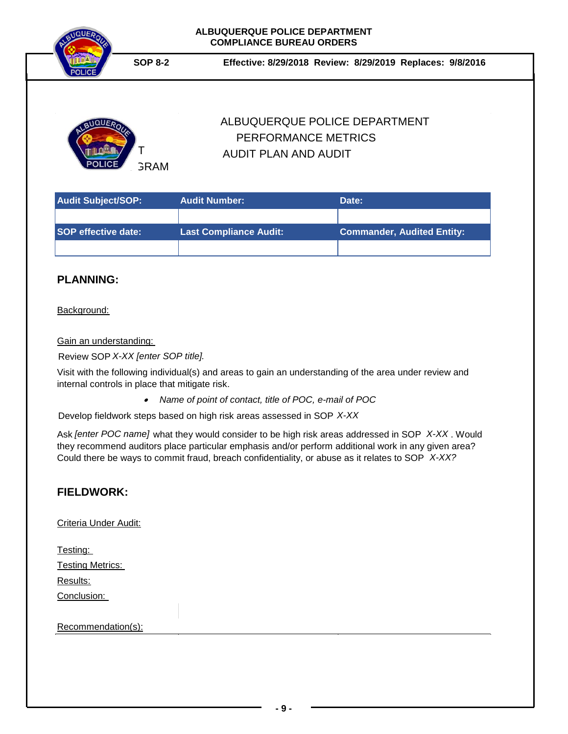ALBUQUERQUE POLICE DEPARTMENT
PERFORMANCE METRICS
AUDIT PLAN AND AUDIT

T
GRAM

| Audit Subject/SOP: | Audit Number: | Date: |
|---|---|---|
| | | |
| **SOP effective date:** | **Last Compliance Audit:** | **Commander, Audited Entity:** |
| | | |

## PLANNING:

Background:

Gain an understanding:

Review SOP *X-XX [enter SOP title].*

Visit with the following individual(s) and areas to gain an understanding of the area under review and internal controls in place that mitigate risk.

- *Name of point of contact, title of POC, e-mail of POC*

Develop fieldwork steps based on high risk areas assessed in SOP *X-XX*

Ask *[enter POC name]* what they would consider to be high risk areas addressed in SOP *X-XX* . Would they recommend auditors place particular emphasis and/or perform additional work in any given area? Could there be ways to commit fraud, breach confidentiality, or abuse as it relates to SOP *X-XX?*

## FIELDWORK:

Criteria Under Audit:

Testing:

Testing Metrics:

Results:

Conclusion:

Recommendation(s):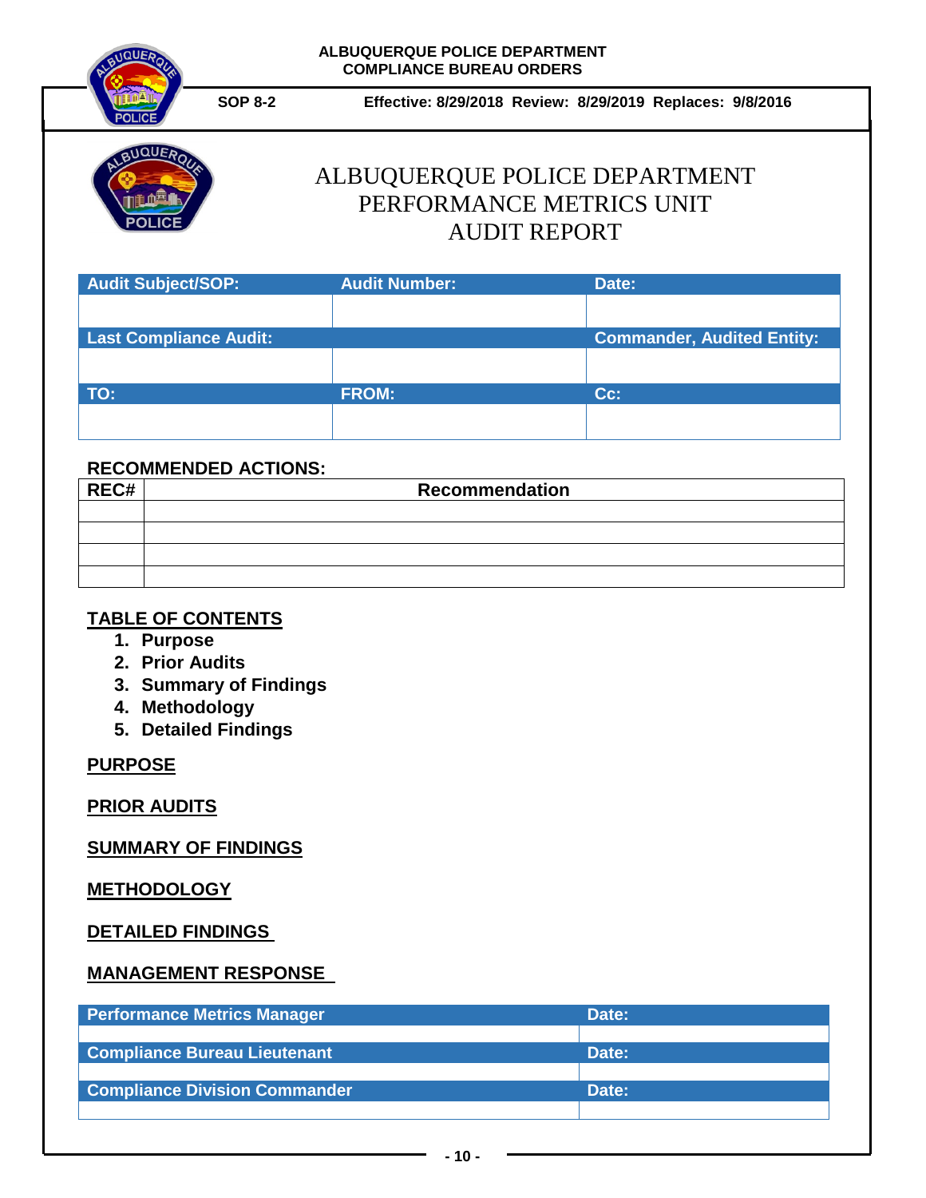# ALBUQUERQUE POLICE DEPARTMENT
# PERFORMANCE METRICS UNIT
# AUDIT REPORT

| Audit Subject/SOP: | Audit Number: | Date: |
|---|---|---|
| | | |
| **Last Compliance Audit:** | | **Commander, Audited Entity:** |
| | | |
| **TO:** | **FROM:** | **Cc:** |
| | | |

**RECOMMENDED ACTIONS:**

| REC# | Recommendation |
|---|---|
| | |
| | |
| | |
| | |

**TABLE OF CONTENTS**

1. **Purpose**
2. **Prior Audits**
3. **Summary of Findings**
4. **Methodology**
5. **Detailed Findings**

**PURPOSE**

**PRIOR AUDITS**

**SUMMARY OF FINDINGS**

**METHODOLOGY**

**DETAILED FINDINGS**

**MANAGEMENT RESPONSE**

| Performance Metrics Manager | Date: |
|---|---|
| | |
| **Compliance Bureau Lieutenant** | **Date:** |
| | |
| **Compliance Division Commander** | **Date:** |
| | |